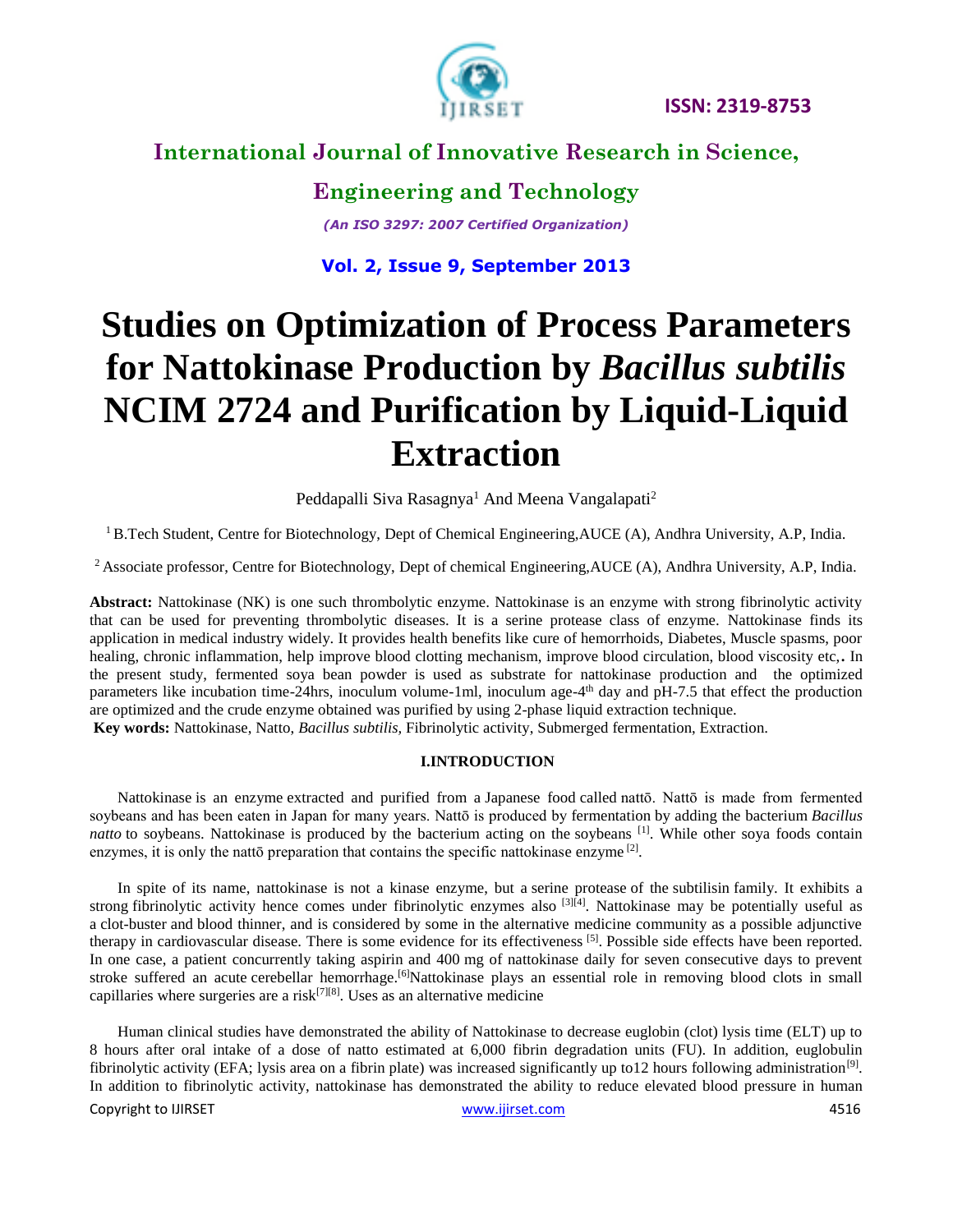# Studies on Optimization of Process Parameters for Nattokinase Production by *Bacillus subtilis* NCIM 2724 and Purification by Liquid-Liquid Extraction

Peddapalli Siva Rasagnya[1] And Meena Vangalapati[2]

[1] B.Tech Student, Centre for Biotechnology, Dept of Chemical Engineering,AUCE (A), Andhra University, A.P, India.

[2] Associate professor, Centre for Biotechnology, Dept of chemical Engineering,AUCE (A), Andhra University, A.P, India.

**Abstract:** Nattokinase (NK) is one such thrombolytic enzyme. Nattokinase is an enzyme with strong fibrinolytic activity that can be used for preventing thrombolytic diseases. It is a serine protease class of enzyme. Nattokinase finds its application in medical industry widely. It provides health benefits like cure of hemorrhoids, Diabetes, Muscle spasms, poor healing, chronic inflammation, help improve blood clotting mechanism, improve blood circulation, blood viscosity etc,**.** In the present study, fermented soya bean powder is used as substrate for nattokinase production and the optimized parameters like incubation time-24hrs, inoculum volume-1ml, inoculum age-4th day and pH-7.5 that effect the production are optimized and the crude enzyme obtained was purified by using 2-phase liquid extraction technique.

**Key words:** Nattokinase, Natto, *Bacillus subtilis,* Fibrinolytic activity, Submerged fermentation, Extraction.

## I.INTRODUCTION

Nattokinase is an enzyme extracted and purified from a Japanese food called nattō. Nattō is made from fermented soybeans and has been eaten in Japan for many years. Nattō is produced by fermentation by adding the bacterium *Bacillus natto* to soybeans. Nattokinase is produced by the bacterium acting on the soybeans [1]. While other soya foods contain enzymes, it is only the nattō preparation that contains the specific nattokinase enzyme [2].

In spite of its name, nattokinase is not a kinase enzyme, but a serine protease of the subtilisin family. It exhibits a strong fibrinolytic activity hence comes under fibrinolytic enzymes also [3][4]. Nattokinase may be potentially useful as a clot-buster and blood thinner, and is considered by some in the alternative medicine community as a possible adjunctive therapy in cardiovascular disease. There is some evidence for its effectiveness [5]. Possible side effects have been reported. In one case, a patient concurrently taking aspirin and 400 mg of nattokinase daily for seven consecutive days to prevent stroke suffered an acute cerebellar hemorrhage.[6]Nattokinase plays an essential role in removing blood clots in small capillaries where surgeries are a risk[7][8]. Uses as an alternative medicine

Human clinical studies have demonstrated the ability of Nattokinase to decrease euglobin (clot) lysis time (ELT) up to 8 hours after oral intake of a dose of natto estimated at 6,000 fibrin degradation units (FU). In addition, euglobulin fibrinolytic activity (EFA; lysis area on a fibrin plate) was increased significantly up to12 hours following administration[9]. In addition to fibrinolytic activity, nattokinase has demonstrated the ability to reduce elevated blood pressure in human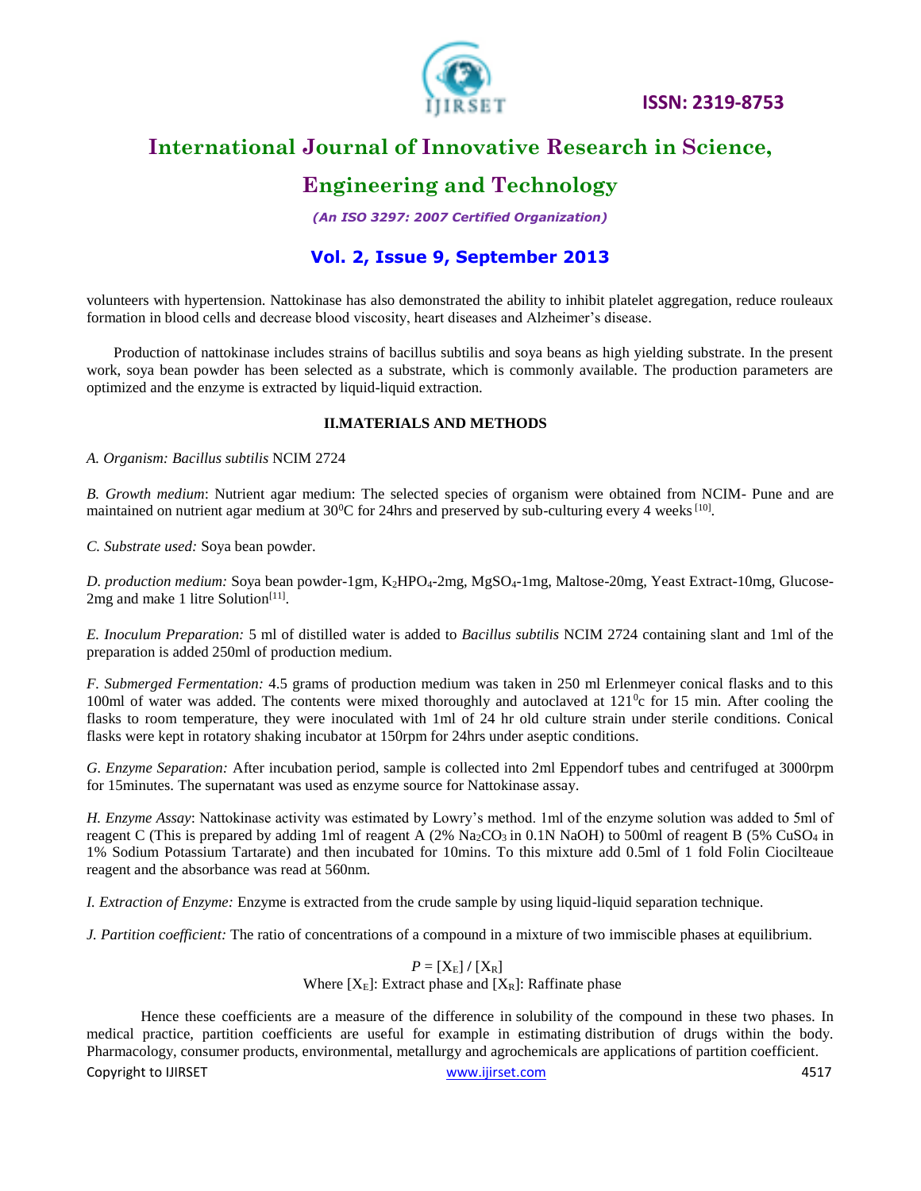volunteers with hypertension. Nattokinase has also demonstrated the ability to inhibit platelet aggregation, reduce rouleaux formation in blood cells and decrease blood viscosity, heart diseases and Alzheimer's disease.

Production of nattokinase includes strains of bacillus subtilis and soya beans as high yielding substrate. In the present work, soya bean powder has been selected as a substrate, which is commonly available. The production parameters are optimized and the enzyme is extracted by liquid-liquid extraction.

## II.MATERIALS AND METHODS

*A. Organism: Bacillus subtilis* NCIM 2724

*B. Growth medium*: Nutrient agar medium: The selected species of organism were obtained from NCIM- Pune and are maintained on nutrient agar medium at $30^0$C for 24hrs and preserved by sub-culturing every 4 weeks [10].

*C. Substrate used:* Soya bean powder.

*D. production medium:* Soya bean powder-1gm, $K_2HPO_4$-2mg, $MgSO_4$-1mg, Maltose-20mg, Yeast Extract-10mg, Glucose-2mg and make 1 litre Solution[11].

*E. Inoculum Preparation:* 5 ml of distilled water is added to *Bacillus subtilis* NCIM 2724 containing slant and 1ml of the preparation is added 250ml of production medium.

*F. Submerged Fermentation:* 4.5 grams of production medium was taken in 250 ml Erlenmeyer conical flasks and to this 100ml of water was added. The contents were mixed thoroughly and autoclaved at $121^0$c for 15 min. After cooling the flasks to room temperature, they were inoculated with 1ml of 24 hr old culture strain under sterile conditions. Conical flasks were kept in rotatory shaking incubator at 150rpm for 24hrs under aseptic conditions.

*G. Enzyme Separation:* After incubation period, sample is collected into 2ml Eppendorf tubes and centrifuged at 3000rpm for 15minutes. The supernatant was used as enzyme source for Nattokinase assay.

*H. Enzyme Assay*: Nattokinase activity was estimated by Lowry's method. 1ml of the enzyme solution was added to 5ml of reagent C (This is prepared by adding 1ml of reagent A (2% $Na_2CO_3$ in 0.1N NaOH) to 500ml of reagent B (5% $CuSO_4$ in 1% Sodium Potassium Tartarate) and then incubated for 10mins. To this mixture add 0.5ml of 1 fold Folin Ciociltеaue reagent and the absorbance was read at 560nm.

*I. Extraction of Enzyme:* Enzyme is extracted from the crude sample by using liquid-liquid separation technique.

*J. Partition coefficient:* The ratio of concentrations of a compound in a mixture of two immiscible phases at equilibrium.

$$P = [X_E] / [X_R]$$

Where $[X_E]$: Extract phase and $[X_R]$: Raffinate phase

Hence these coefficients are a measure of the difference in solubility of the compound in these two phases. In medical practice, partition coefficients are useful for example in estimating distribution of drugs within the body. Pharmacology, consumer products, environmental, metallurgy and agrochemicals are applications of partition coefficient.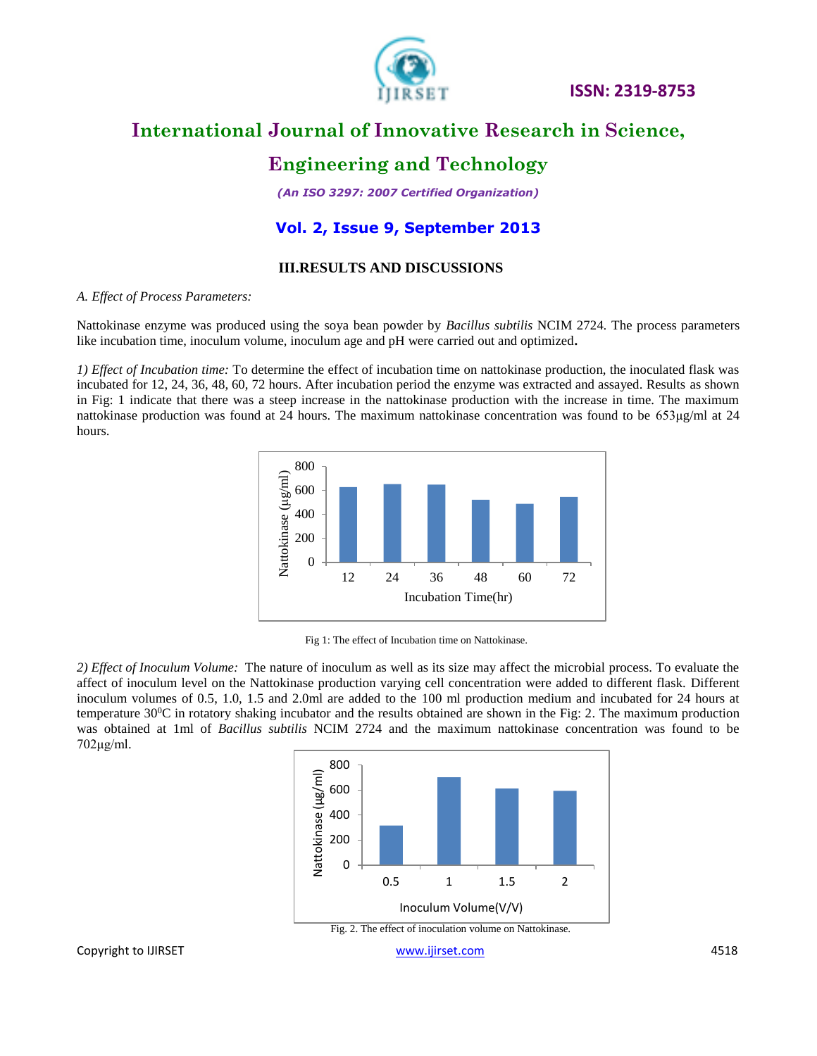## III. RESULTS AND DISCUSSIONS

*A. Effect of Process Parameters:*

Nattokinase enzyme was produced using the soya bean powder by *Bacillus subtilis* NCIM 2724*.* The process parameters like incubation time, inoculum volume, inoculum age and pH were carried out and optimized**.**

*1) Effect of Incubation time:* To determine the effect of incubation time on nattokinase production, the inoculated flask was incubated for 12, 24, 36, 48, 60, 72 hours. After incubation period the enzyme was extracted and assayed. Results as shown in Fig: 1 indicate that there was a steep increase in the nattokinase production with the increase in time. The maximum nattokinase production was found at 24 hours. The maximum nattokinase concentration was found to be 653µg/ml at 24 hours.

Fig 1: The effect of Incubation time on Nattokinase.

*2) Effect of Inoculum Volume:* The nature of inoculum as well as its size may affect the microbial process. To evaluate the affect of inoculum level on the Nattokinase production varying cell concentration were added to different flask. Different inoculum volumes of 0.5, 1.0, 1.5 and 2.0ml are added to the 100 ml production medium and incubated for 24 hours at temperature $30^{0}$C in rotatory shaking incubator and the results obtained are shown in the Fig: 2. The maximum production was obtained at 1ml of *Bacillus subtilis* NCIM 2724 and the maximum nattokinase concentration was found to be 702µg/ml.

Fig. 2. The effect of inoculation volume on Nattokinase.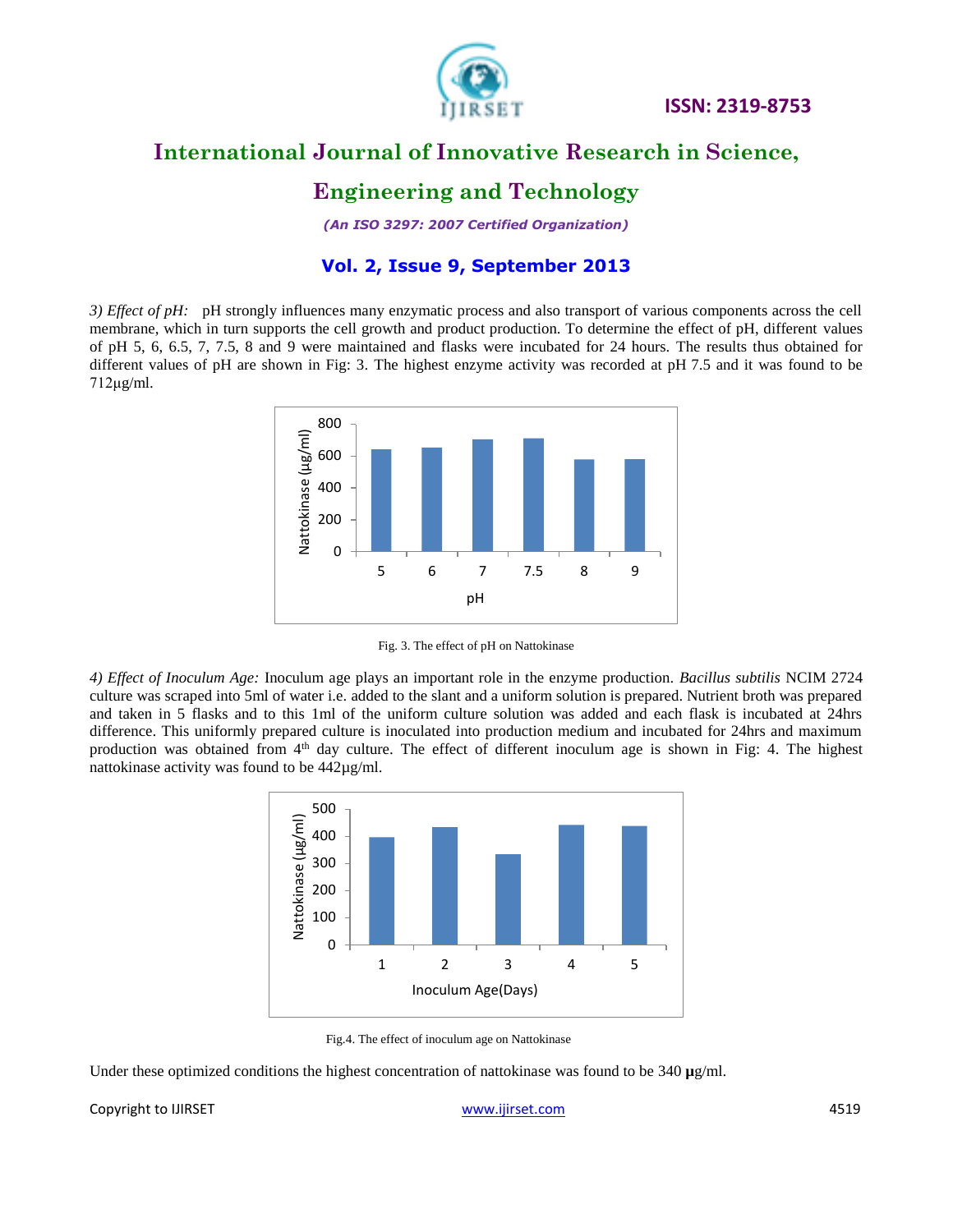*3) Effect of pH:* pH strongly influences many enzymatic process and also transport of various components across the cell membrane, which in turn supports the cell growth and product production. To determine the effect of pH, different values of pH 5, 6, 6.5, 7, 7.5, 8 and 9 were maintained and flasks were incubated for 24 hours. The results thus obtained for different values of pH are shown in Fig: 3. The highest enzyme activity was recorded at pH 7.5 and it was found to be 712µg/ml.

Fig. 3. The effect of pH on Nattokinase

*4) Effect of Inoculum Age:* Inoculum age plays an important role in the enzyme production. *Bacillus subtilis* NCIM 2724 culture was scraped into 5ml of water i.e. added to the slant and a uniform solution is prepared. Nutrient broth was prepared and taken in 5 flasks and to this 1ml of the uniform culture solution was added and each flask is incubated at 24hrs difference. This uniformly prepared culture is inoculated into production medium and incubated for 24hrs and maximum production was obtained from $4^{th}$ day culture. The effect of different inoculum age is shown in Fig: 4. The highest nattokinase activity was found to be 442µg/ml.

Fig.4. The effect of inoculum age on Nattokinase

Under these optimized conditions the highest concentration of nattokinase was found to be 340 **µ**g/ml.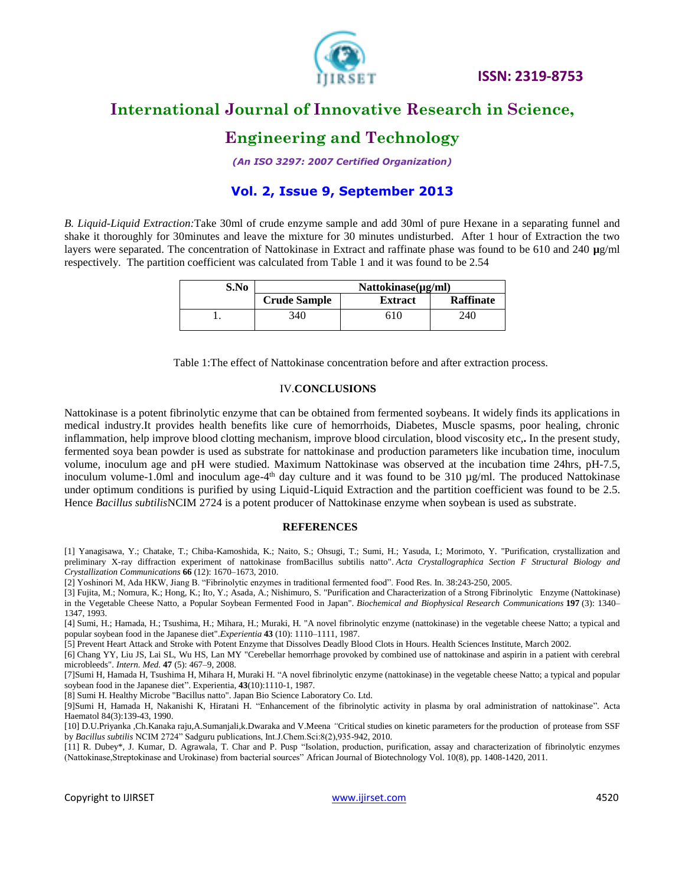*B. Liquid-Liquid Extraction:*Take 30ml of crude enzyme sample and add 30ml of pure Hexane in a separating funnel and shake it thoroughly for 30minutes and leave the mixture for 30 minutes undisturbed. After 1 hour of Extraction the two layers were separated. The concentration of Nattokinase in Extract and raffinate phase was found to be 610 and 240 **µ**g/ml respectively. The partition coefficient was calculated from Table 1 and it was found to be 2.54

| S.No | Nattokinase(µg/ml) | | |
|---|---|---|---|
| | **Crude Sample** | **Extract** | **Raffinate** |
| 1. | 340 | 610 | 240 |

Table 1:The effect of Nattokinase concentration before and after extraction process.

## IV.CONCLUSIONS

Nattokinase is a potent fibrinolytic enzyme that can be obtained from fermented soybeans. It widely finds its applications in medical industry.It provides health benefits like cure of hemorrhoids, Diabetes, Muscle spasms, poor healing, chronic inflammation, help improve blood clotting mechanism, improve blood circulation, blood viscosity etc,**.** In the present study, fermented soya bean powder is used as substrate for nattokinase and production parameters like incubation time, inoculum volume, inoculum age and pH were studied. Maximum Nattokinase was observed at the incubation time 24hrs, pH-7.5, inoculum volume-1.0ml and inoculum age-4$^{th}$ day culture and it was found to be 310 µg/ml. The produced Nattokinase under optimum conditions is purified by using Liquid-Liquid Extraction and the partition coefficient was found to be 2.5. Hence *Bacillus subtilis*NCIM 2724 is a potent producer of Nattokinase enzyme when soybean is used as substrate.

## REFERENCES

[1] Yanagisawa, Y.; Chatake, T.; Chiba-Kamoshida, K.; Naito, S.; Ohsugi, T.; Sumi, H.; Yasuda, I.; Morimoto, Y. "Purification, crystallization and preliminary X-ray diffraction experiment of nattokinase fromBacillus subtilis natto". *Acta Crystallographica Section F Structural Biology and Crystallization Communications* **66** (12): 1670–1673, 2010.

[2] Yoshinori M, Ada HKW, Jiang B. "Fibrinolytic enzymes in traditional fermented food". Food Res. In. 38:243-250, 2005.

[3] Fujita, M.; Nomura, K.; Hong, K.; Ito, Y.; Asada, A.; Nishimuro, S. "Purification and Characterization of a Strong Fibrinolytic Enzyme (Nattokinase) in the Vegetable Cheese Natto, a Popular Soybean Fermented Food in Japan". *Biochemical and Biophysical Research Communications* **197** (3): 1340–1347, 1993.

[4] Sumi, H.; Hamada, H.; Tsushima, H.; Mihara, H.; Muraki, H. "A novel fibrinolytic enzyme (nattokinase) in the vegetable cheese Natto; a typical and popular soybean food in the Japanese diet".*Experientia* **43** (10): 1110–1111, 1987.

[5] Prevent Heart Attack and Stroke with Potent Enzyme that Dissolves Deadly Blood Clots in Hours. Health Sciences Institute, March 2002.

[6] Chang YY, Liu JS, Lai SL, Wu HS, Lan MY "Cerebellar hemorrhage provoked by combined use of nattokinase and aspirin in a patient with cerebral microbleeds". *Intern. Med.* **47** (5): 467–9, 2008.

[7]Sumi H, Hamada H, Tsushima H, Mihara H, Muraki H. "A novel fibrinolytic enzyme (nattokinase) in the vegetable cheese Natto; a typical and popular soybean food in the Japanese diet". Experientia, **43**(10):1110-1, 1987.

[8] Sumi H. Healthy Microbe "Bacillus natto". Japan Bio Science Laboratory Co. Ltd.

[9]Sumi H, Hamada H, Nakanishi K, Hiratani H. "Enhancement of the fibrinolytic activity in plasma by oral administration of nattokinase". Acta Haematol 84(3):139-43, 1990.

[10] D.U.Priyanka ,Ch.Kanaka raju,A.Sumanjali,k.Dwaraka and V.Meena *"*Critical studies on kinetic parameters for the production of protease from SSF by *Bacillus subtilis* NCIM 2724" Sadguru publications, Int.J.Chem.Sci:8(2),935-942, 2010.

[11] R. Dubey*, J. Kumar, D. Agrawala, T. Char and P. Pusp "Isolation, production, purification, assay and characterization of fibrinolytic enzymes (Nattokinase,Streptokinase and Urokinase) from bacterial sources" African Journal of Biotechnology Vol. 10(8), pp. 1408-1420, 2011.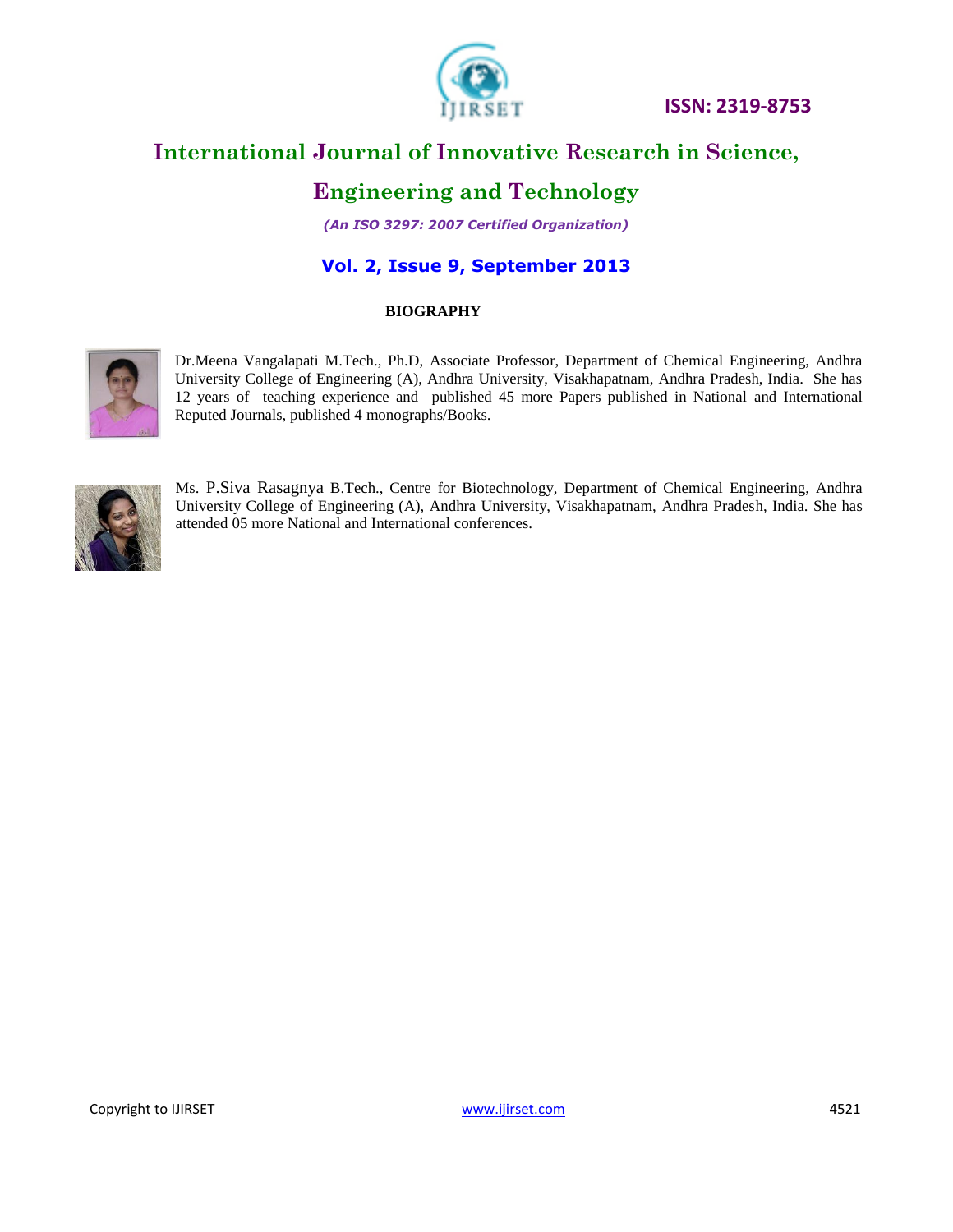**BIOGRAPHY**

Dr.Meena Vangalapati M.Tech., Ph.D, Associate Professor, Department of Chemical Engineering, Andhra University College of Engineering (A), Andhra University, Visakhapatnam, Andhra Pradesh, India. She has 12 years of teaching experience and published 45 more Papers published in National and International Reputed Journals, published 4 monographs/Books.

Ms. P.Siva Rasagnya B.Tech., Centre for Biotechnology, Department of Chemical Engineering, Andhra University College of Engineering (A), Andhra University, Visakhapatnam, Andhra Pradesh, India. She has attended 05 more National and International conferences.